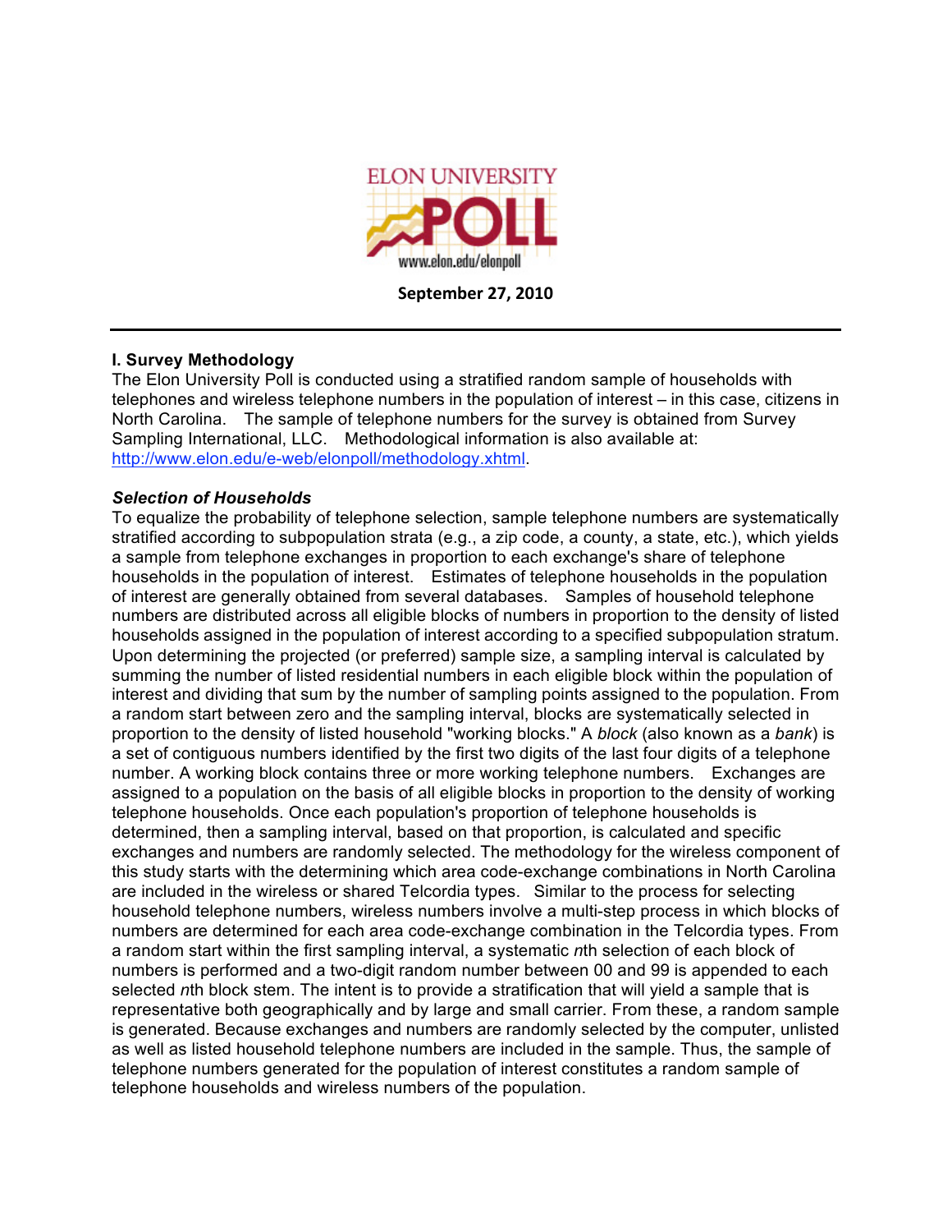ELON UNIVERSITY POLL

www.elon.edu/elonpoll

**September 27, 2010**

## I. Survey Methodology

The Elon University Poll is conducted using a stratified random sample of households with telephones and wireless telephone numbers in the population of interest – in this case, citizens in North Carolina. The sample of telephone numbers for the survey is obtained from Survey Sampling International, LLC. Methodological information is also available at: [http://www.elon.edu/e-web/elonpoll/methodology.xhtml](http://www.elon.edu/e-web/elonpoll/methodology.xhtml).

### *Selection of Households*

To equalize the probability of telephone selection, sample telephone numbers are systematically stratified according to subpopulation strata (e.g., a zip code, a county, a state, etc.), which yields a sample from telephone exchanges in proportion to each exchange's share of telephone households in the population of interest. Estimates of telephone households in the population of interest are generally obtained from several databases. Samples of household telephone numbers are distributed across all eligible blocks of numbers in proportion to the density of listed households assigned in the population of interest according to a specified subpopulation stratum. Upon determining the projected (or preferred) sample size, a sampling interval is calculated by summing the number of listed residential numbers in each eligible block within the population of interest and dividing that sum by the number of sampling points assigned to the population. From a random start between zero and the sampling interval, blocks are systematically selected in proportion to the density of listed household "working blocks." A *block* (also known as a *bank*) is a set of contiguous numbers identified by the first two digits of the last four digits of a telephone number. A working block contains three or more working telephone numbers. Exchanges are assigned to a population on the basis of all eligible blocks in proportion to the density of working telephone households. Once each population's proportion of telephone households is determined, then a sampling interval, based on that proportion, is calculated and specific exchanges and numbers are randomly selected. The methodology for the wireless component of this study starts with the determining which area code-exchange combinations in North Carolina are included in the wireless or shared Telcordia types. Similar to the process for selecting household telephone numbers, wireless numbers involve a multi-step process in which blocks of numbers are determined for each area code-exchange combination in the Telcordia types. From a random start within the first sampling interval, a systematic *n*th selection of each block of numbers is performed and a two-digit random number between 00 and 99 is appended to each selected *n*th block stem. The intent is to provide a stratification that will yield a sample that is representative both geographically and by large and small carrier. From these, a random sample is generated. Because exchanges and numbers are randomly selected by the computer, unlisted as well as listed household telephone numbers are included in the sample. Thus, the sample of telephone numbers generated for the population of interest constitutes a random sample of telephone households and wireless numbers of the population.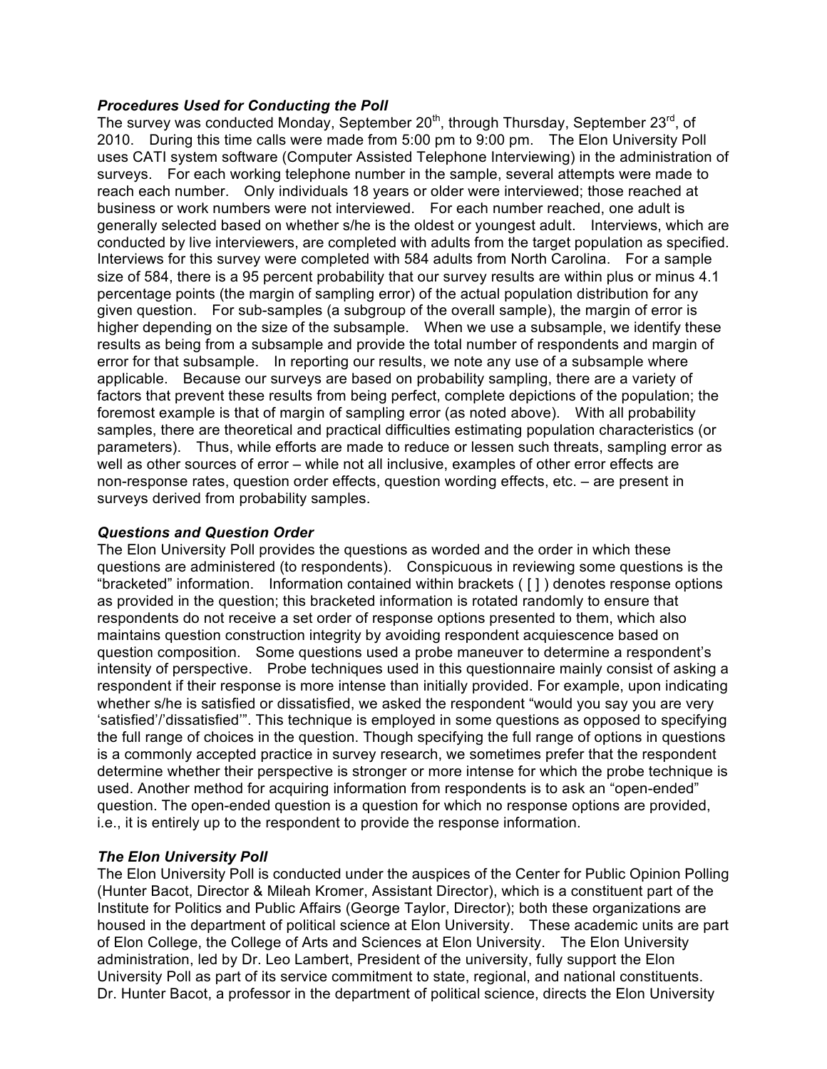### *Procedures Used for Conducting the Poll*

The survey was conducted Monday, September 20th, through Thursday, September 23rd, of 2010. During this time calls were made from 5:00 pm to 9:00 pm. The Elon University Poll uses CATI system software (Computer Assisted Telephone Interviewing) in the administration of surveys. For each working telephone number in the sample, several attempts were made to reach each number. Only individuals 18 years or older were interviewed; those reached at business or work numbers were not interviewed. For each number reached, one adult is generally selected based on whether s/he is the oldest or youngest adult. Interviews, which are conducted by live interviewers, are completed with adults from the target population as specified. Interviews for this survey were completed with 584 adults from North Carolina. For a sample size of 584, there is a 95 percent probability that our survey results are within plus or minus 4.1 percentage points (the margin of sampling error) of the actual population distribution for any given question. For sub-samples (a subgroup of the overall sample), the margin of error is higher depending on the size of the subsample. When we use a subsample, we identify these results as being from a subsample and provide the total number of respondents and margin of error for that subsample. In reporting our results, we note any use of a subsample where applicable. Because our surveys are based on probability sampling, there are a variety of factors that prevent these results from being perfect, complete depictions of the population; the foremost example is that of margin of sampling error (as noted above). With all probability samples, there are theoretical and practical difficulties estimating population characteristics (or parameters). Thus, while efforts are made to reduce or lessen such threats, sampling error as well as other sources of error – while not all inclusive, examples of other error effects are non-response rates, question order effects, question wording effects, etc. – are present in surveys derived from probability samples.

### *Questions and Question Order*

The Elon University Poll provides the questions as worded and the order in which these questions are administered (to respondents). Conspicuous in reviewing some questions is the "bracketed" information. Information contained within brackets ( [ ] ) denotes response options as provided in the question; this bracketed information is rotated randomly to ensure that respondents do not receive a set order of response options presented to them, which also maintains question construction integrity by avoiding respondent acquiescence based on question composition. Some questions used a probe maneuver to determine a respondent's intensity of perspective. Probe techniques used in this questionnaire mainly consist of asking a respondent if their response is more intense than initially provided. For example, upon indicating whether s/he is satisfied or dissatisfied, we asked the respondent "would you say you are very 'satisfied'/'dissatisfied'". This technique is employed in some questions as opposed to specifying the full range of choices in the question. Though specifying the full range of options in questions is a commonly accepted practice in survey research, we sometimes prefer that the respondent determine whether their perspective is stronger or more intense for which the probe technique is used. Another method for acquiring information from respondents is to ask an "open-ended" question. The open-ended question is a question for which no response options are provided, i.e., it is entirely up to the respondent to provide the response information.

### *The Elon University Poll*

The Elon University Poll is conducted under the auspices of the Center for Public Opinion Polling (Hunter Bacot, Director & Mileah Kromer, Assistant Director), which is a constituent part of the Institute for Politics and Public Affairs (George Taylor, Director); both these organizations are housed in the department of political science at Elon University. These academic units are part of Elon College, the College of Arts and Sciences at Elon University. The Elon University administration, led by Dr. Leo Lambert, President of the university, fully support the Elon University Poll as part of its service commitment to state, regional, and national constituents. Dr. Hunter Bacot, a professor in the department of political science, directs the Elon University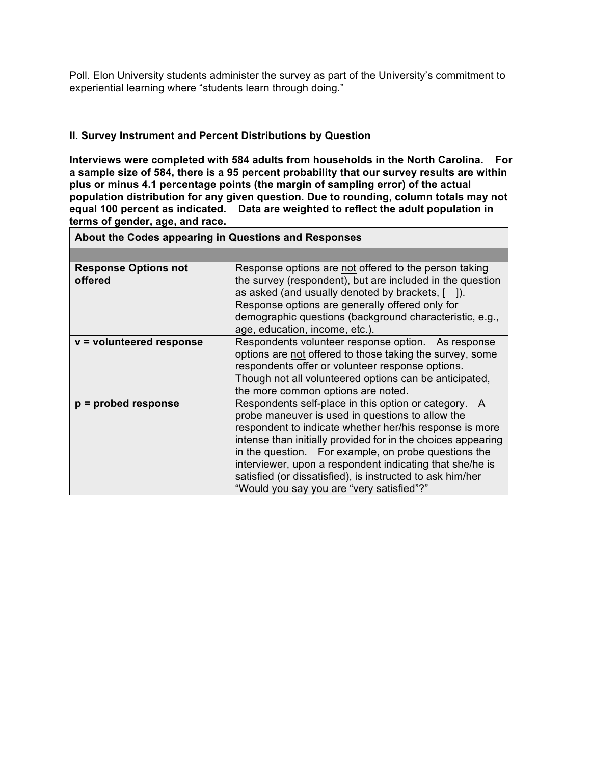Poll. Elon University students administer the survey as part of the University's commitment to experiential learning where "students learn through doing."

## II. Survey Instrument and Percent Distributions by Question

**Interviews were completed with 584 adults from households in the North Carolina. For a sample size of 584, there is a 95 percent probability that our survey results are within plus or minus 4.1 percentage points (the margin of sampling error) of the actual population distribution for any given question. Due to rounding, column totals may not equal 100 percent as indicated. Data are weighted to reflect the adult population in terms of gender, age, and race.**

| About the Codes appearing in Questions and Responses | |
|---|---|
| | |
| **Response Options not offered** | Response options are <u>not</u> offered to the person taking the survey (respondent), but are included in the question as asked (and usually denoted by brackets, [ ]). Response options are generally offered only for demographic questions (background characteristic, e.g., age, education, income, etc.). |
| **v = volunteered response** | Respondents volunteer response option. As response options are <u>not</u> offered to those taking the survey, some respondents offer or volunteer response options. Though not all volunteered options can be anticipated, the more common options are noted. |
| **p = probed response** | Respondents self-place in this option or category. A probe maneuver is used in questions to allow the respondent to indicate whether her/his response is more intense than initially provided for in the choices appearing in the question. For example, on probe questions the interviewer, upon a respondent indicating that she/he is satisfied (or dissatisfied), is instructed to ask him/her "Would you say you are "very satisfied"?" |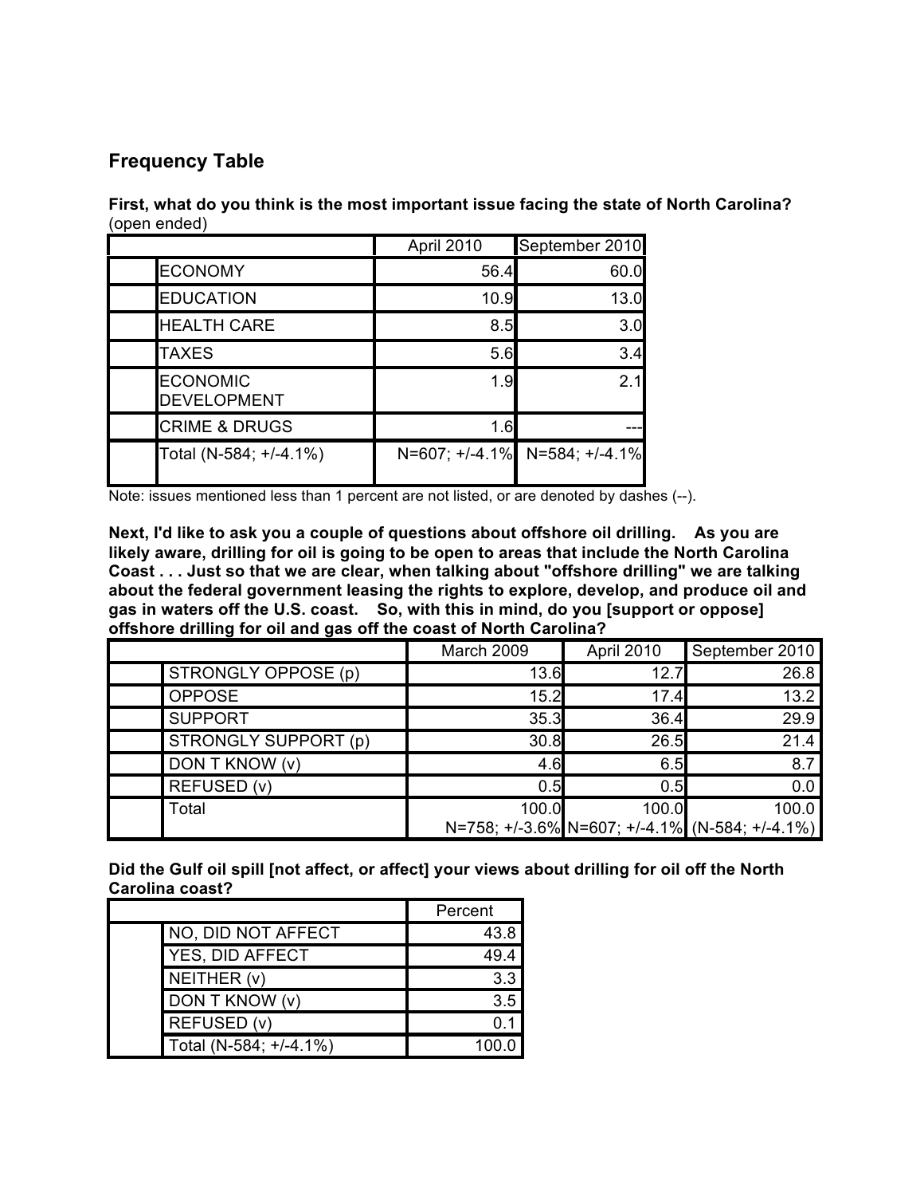## Frequency Table

**First, what do you think is the most important issue facing the state of North Carolina?** (open ended)

| | | April 2010 | September 2010 |
|---|---|---|---|
| | ECONOMY | 56.4 | 60.0 |
| | EDUCATION | 10.9 | 13.0 |
| | HEALTH CARE | 8.5 | 3.0 |
| | TAXES | 5.6 | 3.4 |
| | ECONOMIC DEVELOPMENT | 1.9 | 2.1 |
| | CRIME & DRUGS | 1.6 | --- |
| | Total (N-584; +/-4.1%) | N=607; +/-4.1% | N=584; +/-4.1% |

Note: issues mentioned less than 1 percent are not listed, or are denoted by dashes (--).

**Next, I'd like to ask you a couple of questions about offshore oil drilling. As you are likely aware, drilling for oil is going to be open to areas that include the North Carolina Coast . . . Just so that we are clear, when talking about "offshore drilling" we are talking about the federal government leasing the rights to explore, develop, and produce oil and gas in waters off the U.S. coast. So, with this in mind, do you [support or oppose] offshore drilling for oil and gas off the coast of North Carolina?**

| | | March 2009 | April 2010 | September 2010 |
|---|---|---|---|---|
| | STRONGLY OPPOSE (p) | 13.6 | 12.7 | 26.8 |
| | OPPOSE | 15.2 | 17.4 | 13.2 |
| | SUPPORT | 35.3 | 36.4 | 29.9 |
| | STRONGLY SUPPORT (p) | 30.8 | 26.5 | 21.4 |
| | DON T KNOW (v) | 4.6 | 6.5 | 8.7 |
| | REFUSED (v) | 0.5 | 0.5 | 0.0 |
| | Total | 100.0<br>N=758; +/-3.6% | 100.0<br>N=607; +/-4.1% | 100.0<br>(N-584; +/-4.1%) |

**Did the Gulf oil spill [not affect, or affect] your views about drilling for oil off the North Carolina coast?**

| | | Percent |
|---|---|---|
| | NO, DID NOT AFFECT | 43.8 |
| | YES, DID AFFECT | 49.4 |
| | NEITHER (v) | 3.3 |
| | DON T KNOW (v) | 3.5 |
| | REFUSED (v) | 0.1 |
| | Total (N-584; +/-4.1%) | 100.0 |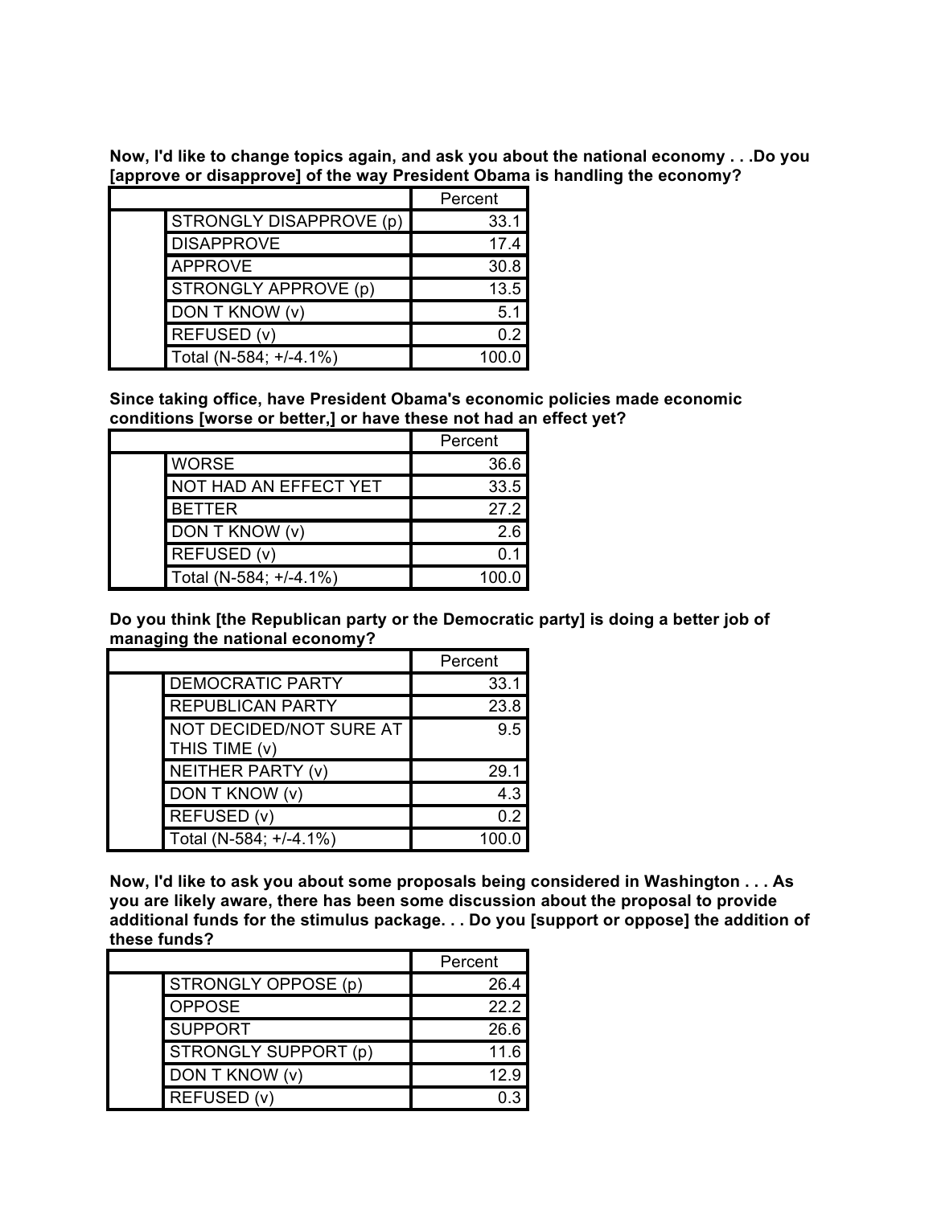**Now, I'd like to change topics again, and ask you about the national economy . . .Do you [approve or disapprove] of the way President Obama is handling the economy?**

| | | Percent |
|---|---|---|
| | STRONGLY DISAPPROVE (p) | 33.1 |
| | DISAPPROVE | 17.4 |
| | APPROVE | 30.8 |
| | STRONGLY APPROVE (p) | 13.5 |
| | DON T KNOW (v) | 5.1 |
| | REFUSED (v) | 0.2 |
| | Total (N-584; +/-4.1%) | 100.0 |

**Since taking office, have President Obama's economic policies made economic conditions [worse or better,] or have these not had an effect yet?**

| | | Percent |
|---|---|---|
| | WORSE | 36.6 |
| | NOT HAD AN EFFECT YET | 33.5 |
| | BETTER | 27.2 |
| | DON T KNOW (v) | 2.6 |
| | REFUSED (v) | 0.1 |
| | Total (N-584; +/-4.1%) | 100.0 |

**Do you think [the Republican party or the Democratic party] is doing a better job of managing the national economy?**

| | | Percent |
|---|---|---|
| | DEMOCRATIC PARTY | 33.1 |
| | REPUBLICAN PARTY | 23.8 |
| | NOT DECIDED/NOT SURE AT THIS TIME (v) | 9.5 |
| | NEITHER PARTY (v) | 29.1 |
| | DON T KNOW (v) | 4.3 |
| | REFUSED (v) | 0.2 |
| | Total (N-584; +/-4.1%) | 100.0 |

**Now, I'd like to ask you about some proposals being considered in Washington . . . As you are likely aware, there has been some discussion about the proposal to provide additional funds for the stimulus package. . . Do you [support or oppose] the addition of these funds?**

| | | Percent |
|---|---|---|
| | STRONGLY OPPOSE (p) | 26.4 |
| | OPPOSE | 22.2 |
| | SUPPORT | 26.6 |
| | STRONGLY SUPPORT (p) | 11.6 |
| | DON T KNOW (v) | 12.9 |
| | REFUSED (v) | 0.3 |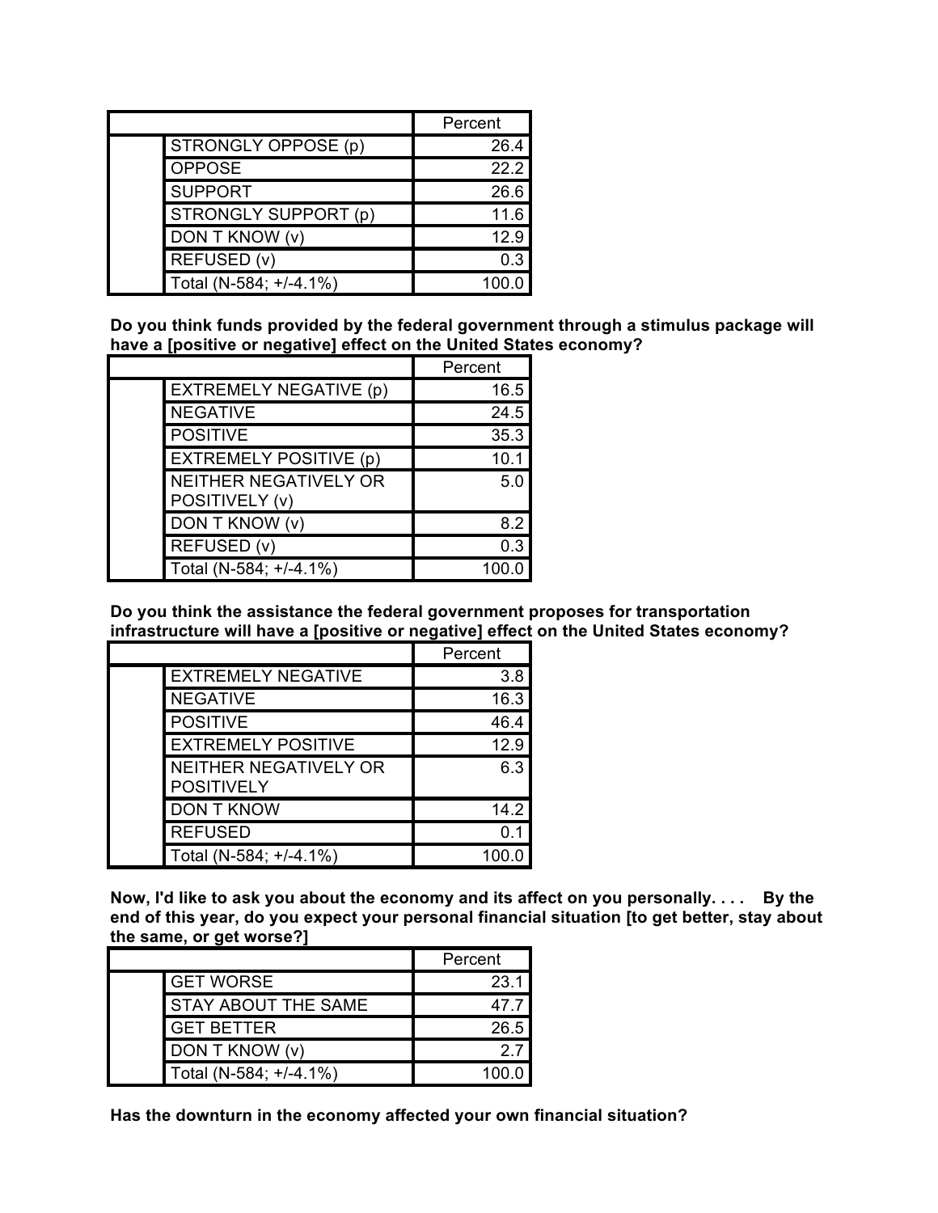| | | Percent |
|---|---|---|
| | STRONGLY OPPOSE (p) | 26.4 |
| | OPPOSE | 22.2 |
| | SUPPORT | 26.6 |
| | STRONGLY SUPPORT (p) | 11.6 |
| | DON T KNOW (v) | 12.9 |
| | REFUSED (v) | 0.3 |
| | Total (N-584; +/-4.1%) | 100.0 |

**Do you think funds provided by the federal government through a stimulus package will have a [positive or negative] effect on the United States economy?**

| | | Percent |
|---|---|---|
| | EXTREMELY NEGATIVE (p) | 16.5 |
| | NEGATIVE | 24.5 |
| | POSITIVE | 35.3 |
| | EXTREMELY POSITIVE (p) | 10.1 |
| | NEITHER NEGATIVELY OR POSITIVELY (v) | 5.0 |
| | DON T KNOW (v) | 8.2 |
| | REFUSED (v) | 0.3 |
| | Total (N-584; +/-4.1%) | 100.0 |

**Do you think the assistance the federal government proposes for transportation infrastructure will have a [positive or negative] effect on the United States economy?**

| | | Percent |
|---|---|---|
| | EXTREMELY NEGATIVE | 3.8 |
| | NEGATIVE | 16.3 |
| | POSITIVE | 46.4 |
| | EXTREMELY POSITIVE | 12.9 |
| | NEITHER NEGATIVELY OR POSITIVELY | 6.3 |
| | DON T KNOW | 14.2 |
| | REFUSED | 0.1 |
| | Total (N-584; +/-4.1%) | 100.0 |

**Now, I'd like to ask you about the economy and its affect on you personally. . . . By the end of this year, do you expect your personal financial situation [to get better, stay about the same, or get worse?]**

| | | Percent |
|---|---|---|
| | GET WORSE | 23.1 |
| | STAY ABOUT THE SAME | 47.7 |
| | GET BETTER | 26.5 |
| | DON T KNOW (v) | 2.7 |
| | Total (N-584; +/-4.1%) | 100.0 |

**Has the downturn in the economy affected your own financial situation?**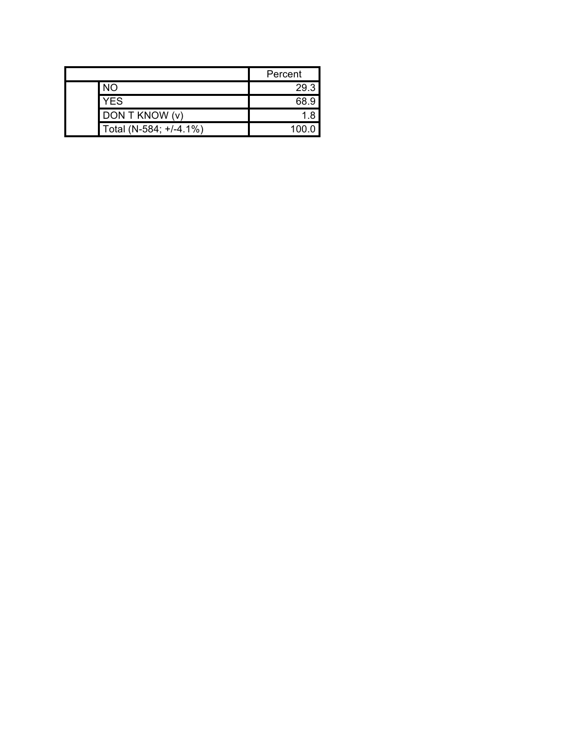| | | Percent |
|---|---|---|
| | NO | 29.3 |
| | YES | 68.9 |
| | DON T KNOW (v) | 1.8 |
| | Total (N-584; +/-4.1%) | 100.0 |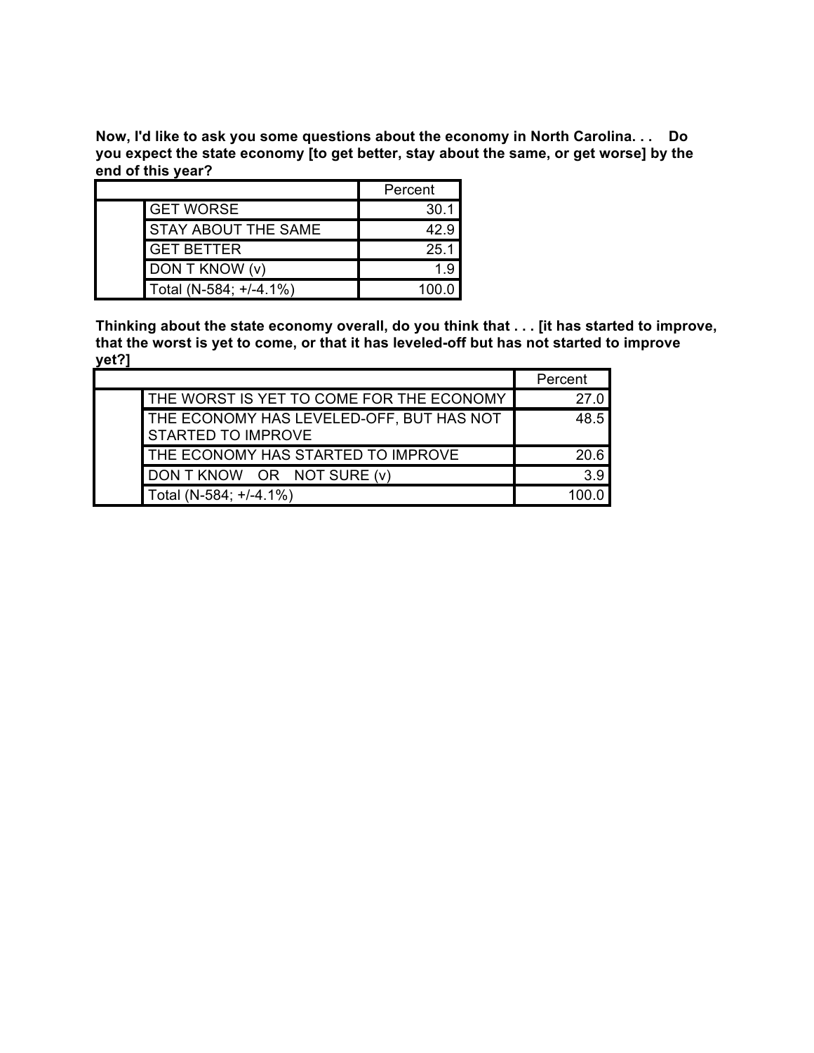**Now, I'd like to ask you some questions about the economy in North Carolina. . . Do you expect the state economy [to get better, stay about the same, or get worse] by the end of this year?**

| | | Percent |
|---|---|---|
| | GET WORSE | 30.1 |
| | STAY ABOUT THE SAME | 42.9 |
| | GET BETTER | 25.1 |
| | DON T KNOW (v) | 1.9 |
| | Total (N-584; +/-4.1%) | 100.0 |

**Thinking about the state economy overall, do you think that . . . [it has started to improve, that the worst is yet to come, or that it has leveled-off but has not started to improve yet?]**

| | | Percent |
|---|---|---|
| | THE WORST IS YET TO COME FOR THE ECONOMY | 27.0 |
| | THE ECONOMY HAS LEVELED-OFF, BUT HAS NOT STARTED TO IMPROVE | 48.5 |
| | THE ECONOMY HAS STARTED TO IMPROVE | 20.6 |
| | DON T KNOW OR NOT SURE (v) | 3.9 |
| | Total (N-584; +/-4.1%) | 100.0 |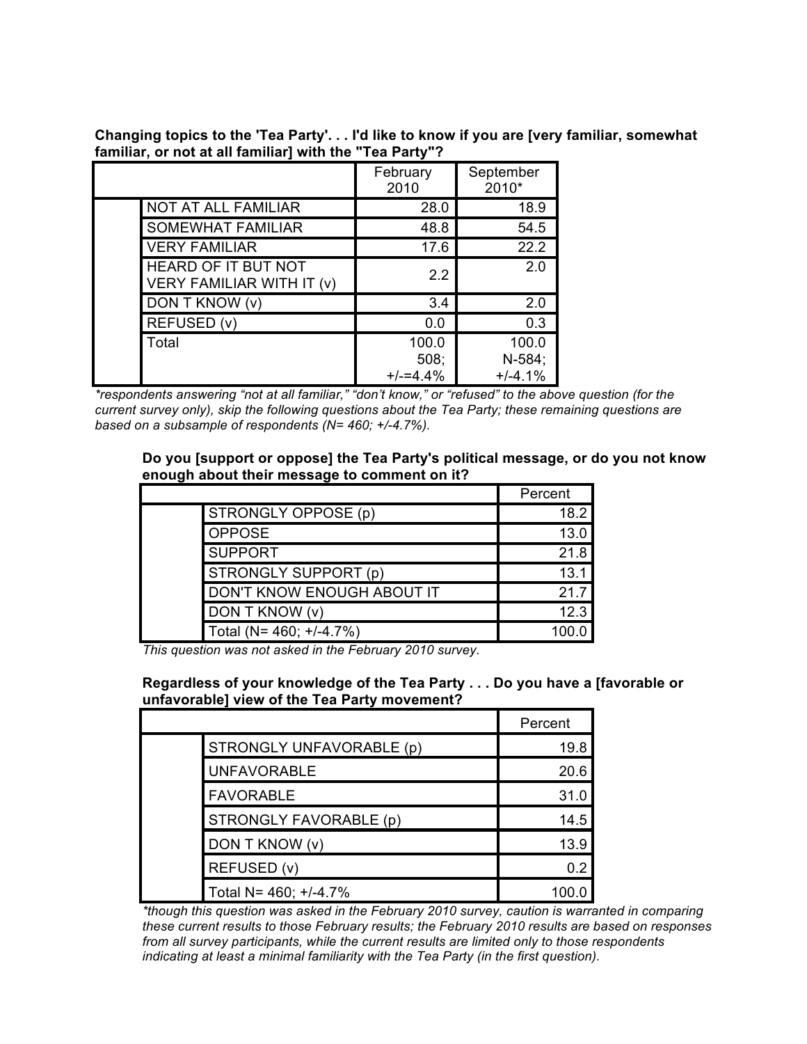**Changing topics to the 'Tea Party'. . . I'd like to know if you are [very familiar, somewhat familiar, or not at all familiar] with the "Tea Party"?**

| | | February 2010 | September 2010* |
|---|---|---|---|
| | NOT AT ALL FAMILIAR | 28.0 | 18.9 |
| | SOMEWHAT FAMILIAR | 48.8 | 54.5 |
| | VERY FAMILIAR | 17.6 | 22.2 |
| | HEARD OF IT BUT NOT VERY FAMILIAR WITH IT (v) | 2.2 | 2.0 |
| | DON T KNOW (v) | 3.4 | 2.0 |
| | REFUSED (v) | 0.0 | 0.3 |
| | Total | 100.0 508; +/-=4.4% | 100.0 N-584; +/-4.1% |

*\*respondents answering "not at all familiar," "don't know," or "refused" to the above question (for the current survey only), skip the following questions about the Tea Party; these remaining questions are based on a subsample of respondents (N= 460; +/-4.7%).*

**Do you [support or oppose] the Tea Party's political message, or do you not know enough about their message to comment on it?**

| | | Percent |
|---|---|---|
| | STRONGLY OPPOSE (p) | 18.2 |
| | OPPOSE | 13.0 |
| | SUPPORT | 21.8 |
| | STRONGLY SUPPORT (p) | 13.1 |
| | DON'T KNOW ENOUGH ABOUT IT | 21.7 |
| | DON T KNOW (v) | 12.3 |
| | Total (N= 460; +/-4.7%) | 100.0 |

*This question was not asked in the February 2010 survey.*

**Regardless of your knowledge of the Tea Party . . . Do you have a [favorable or unfavorable] view of the Tea Party movement?**

| | | Percent |
|---|---|---|
| | STRONGLY UNFAVORABLE (p) | 19.8 |
| | UNFAVORABLE | 20.6 |
| | FAVORABLE | 31.0 |
| | STRONGLY FAVORABLE (p) | 14.5 |
| | DON T KNOW (v) | 13.9 |
| | REFUSED (v) | 0.2 |
| | Total N= 460; +/-4.7% | 100.0 |

*\*though this question was asked in the February 2010 survey, caution is warranted in comparing these current results to those February results; the February 2010 results are based on responses from all survey participants, while the current results are limited only to those respondents indicating at least a minimal familiarity with the Tea Party (in the first question).*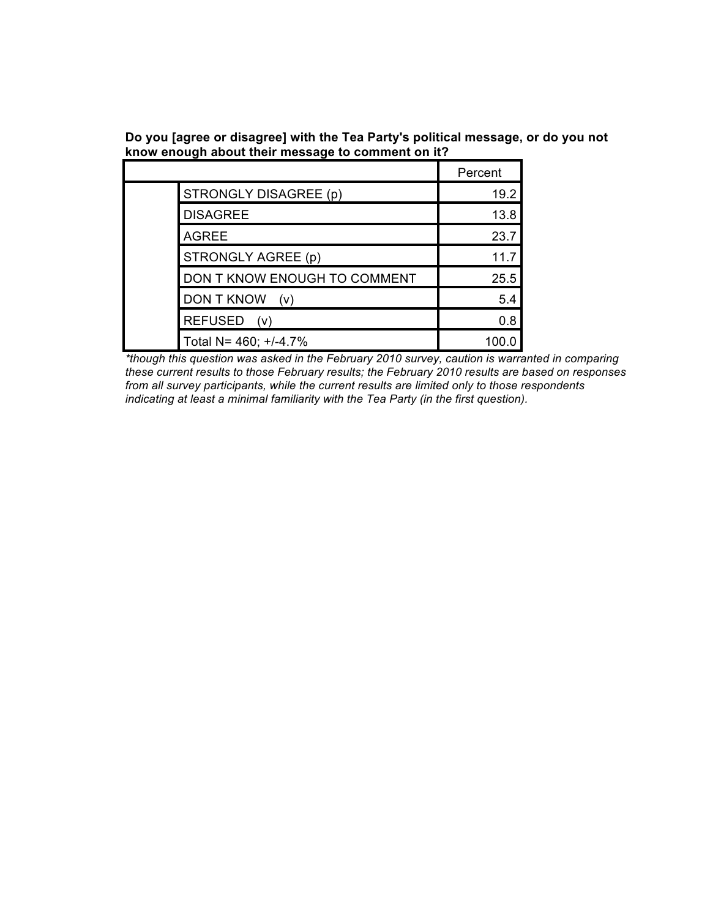**Do you [agree or disagree] with the Tea Party's political message, or do you not know enough about their message to comment on it?**

| | | Percent |
|---|---|---|
| | STRONGLY DISAGREE (p) | 19.2 |
| | DISAGREE | 13.8 |
| | AGREE | 23.7 |
| | STRONGLY AGREE (p) | 11.7 |
| | DON T KNOW ENOUGH TO COMMENT | 25.5 |
| | DON T KNOW (v) | 5.4 |
| | REFUSED (v) | 0.8 |
| | Total N= 460; +/-4.7% | 100.0 |

*\*though this question was asked in the February 2010 survey, caution is warranted in comparing these current results to those February results; the February 2010 results are based on responses from all survey participants, while the current results are limited only to those respondents indicating at least a minimal familiarity with the Tea Party (in the first question).*